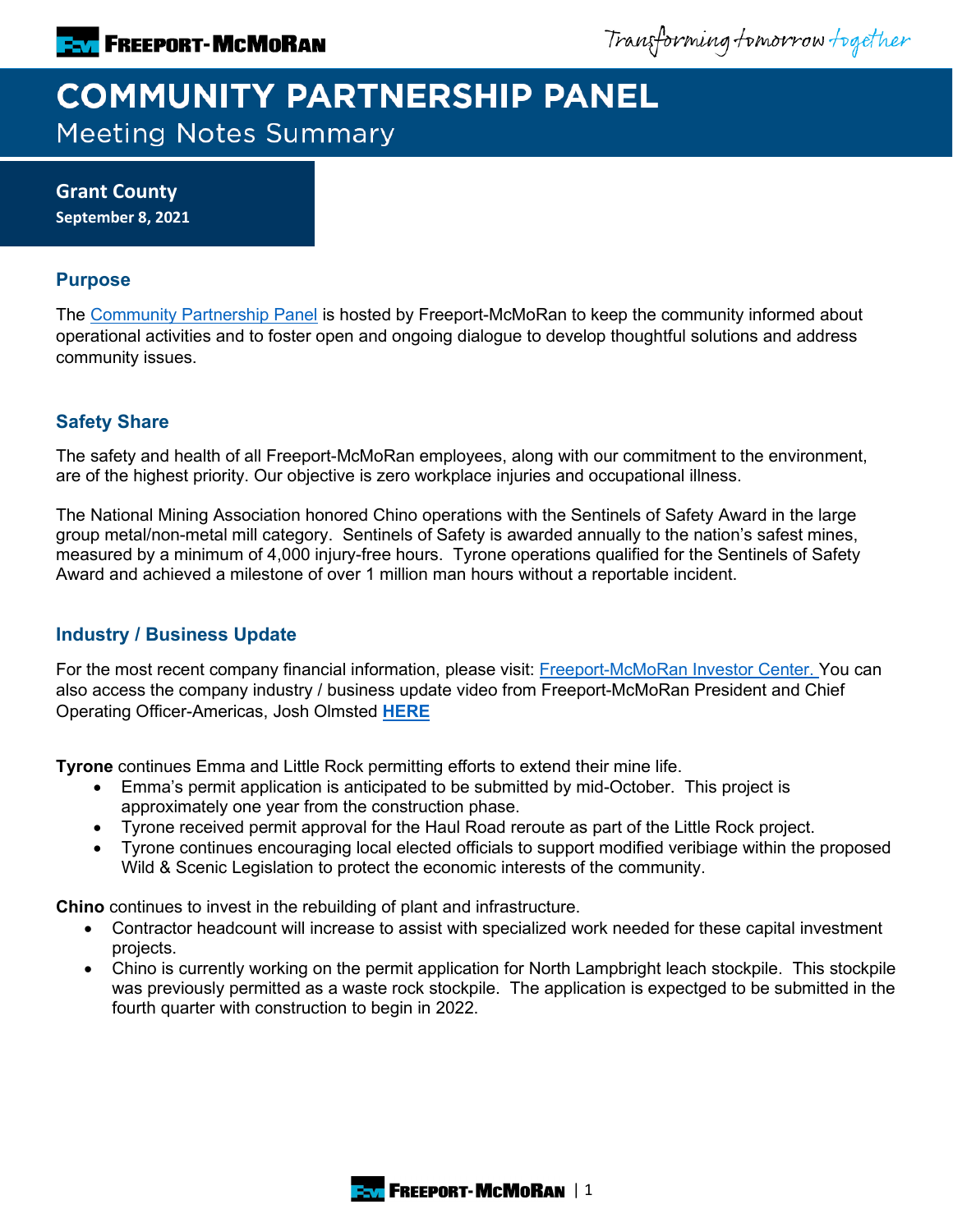# COMMUNITY PARTNERSHIP PANEL

Meeting Notes Summary

**Grant County**
**September 8, 2021**

## Purpose

The Community Partnership Panel is hosted by Freeport-McMoRan to keep the community informed about operational activities and to foster open and ongoing dialogue to develop thoughtful solutions and address community issues.

## Safety Share

The safety and health of all Freeport-McMoRan employees, along with our commitment to the environment, are of the highest priority. Our objective is zero workplace injuries and occupational illness.

The National Mining Association honored Chino operations with the Sentinels of Safety Award in the large group metal/non-metal mill category. Sentinels of Safety is awarded annually to the nation's safest mines, measured by a minimum of 4,000 injury-free hours. Tyrone operations qualified for the Sentinels of Safety Award and achieved a milestone of over 1 million man hours without a reportable incident.

## Industry / Business Update

For the most recent company financial information, please visit: Freeport-McMoRan Investor Center. You can also access the company industry / business update video from Freeport-McMoRan President and Chief Operating Officer-Americas, Josh Olmsted **HERE**

**Tyrone** continues Emma and Little Rock permitting efforts to extend their mine life.

- Emma's permit application is anticipated to be submitted by mid-October. This project is approximately one year from the construction phase.
- Tyrone received permit approval for the Haul Road reroute as part of the Little Rock project.
- Tyrone continues encouraging local elected officials to support modified veribiage within the proposed Wild & Scenic Legislation to protect the economic interests of the community.

**Chino** continues to invest in the rebuilding of plant and infrastructure.

- Contractor headcount will increase to assist with specialized work needed for these capital investment projects.
- Chino is currently working on the permit application for North Lampbright leach stockpile. This stockpile was previously permitted as a waste rock stockpile. The application is expectged to be submitted in the fourth quarter with construction to begin in 2022.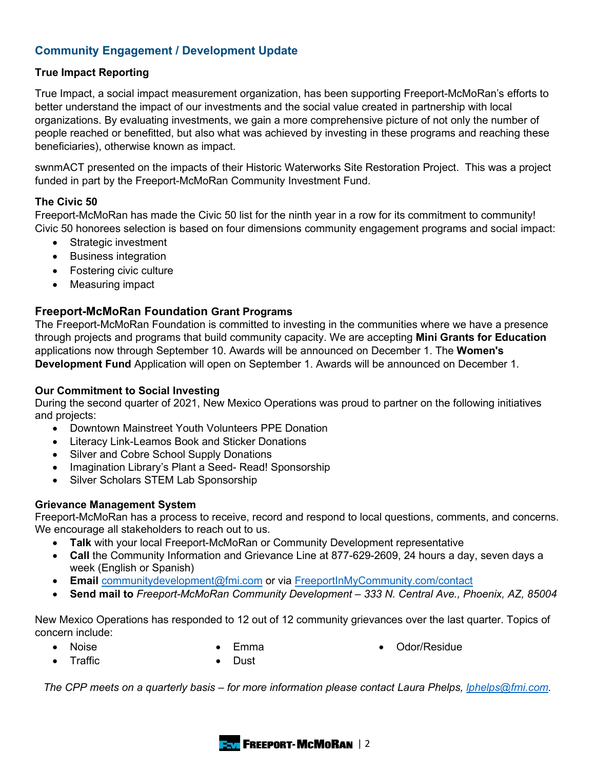## Community Engagement / Development Update

### True Impact Reporting

True Impact, a social impact measurement organization, has been supporting Freeport-McMoRan's efforts to better understand the impact of our investments and the social value created in partnership with local organizations. By evaluating investments, we gain a more comprehensive picture of not only the number of people reached or benefitted, but also what was achieved by investing in these programs and reaching these beneficiaries), otherwise known as impact.

swnmACT presented on the impacts of their Historic Waterworks Site Restoration Project. This was a project funded in part by the Freeport-McMoRan Community Investment Fund.

### The Civic 50

Freeport-McMoRan has made the Civic 50 list for the ninth year in a row for its commitment to community! Civic 50 honorees selection is based on four dimensions community engagement programs and social impact:

- Strategic investment
- Business integration
- Fostering civic culture
- Measuring impact

### Freeport-McMoRan Foundation Grant Programs

The Freeport-McMoRan Foundation is committed to investing in the communities where we have a presence through projects and programs that build community capacity. We are accepting **Mini Grants for Education** applications now through September 10. Awards will be announced on December 1. The **Women's Development Fund** Application will open on September 1. Awards will be announced on December 1.

### Our Commitment to Social Investing

During the second quarter of 2021, New Mexico Operations was proud to partner on the following initiatives and projects:

- Downtown Mainstreet Youth Volunteers PPE Donation
- Literacy Link-Leamos Book and Sticker Donations
- Silver and Cobre School Supply Donations
- Imagination Library's Plant a Seed- Read! Sponsorship
- Silver Scholars STEM Lab Sponsorship

### Grievance Management System

Freeport-McMoRan has a process to receive, record and respond to local questions, comments, and concerns. We encourage all stakeholders to reach out to us.

- **Talk** with your local Freeport-McMoRan or Community Development representative
- **Call** the Community Information and Grievance Line at 877-629-2609, 24 hours a day, seven days a week (English or Spanish)
- **Email** communitydevelopment@fmi.com or via FreeportInMyCommunity.com/contact
- **Send mail to** *Freeport-McMoRan Community Development – 333 N. Central Ave., Phoenix, AZ, 85004*

New Mexico Operations has responded to 12 out of 12 community grievances over the last quarter. Topics of concern include:

- Noise
- Traffic
- Emma
- Dust
- Odor/Residue

*The CPP meets on a quarterly basis – for more information please contact Laura Phelps, lphelps@fmi.com.*